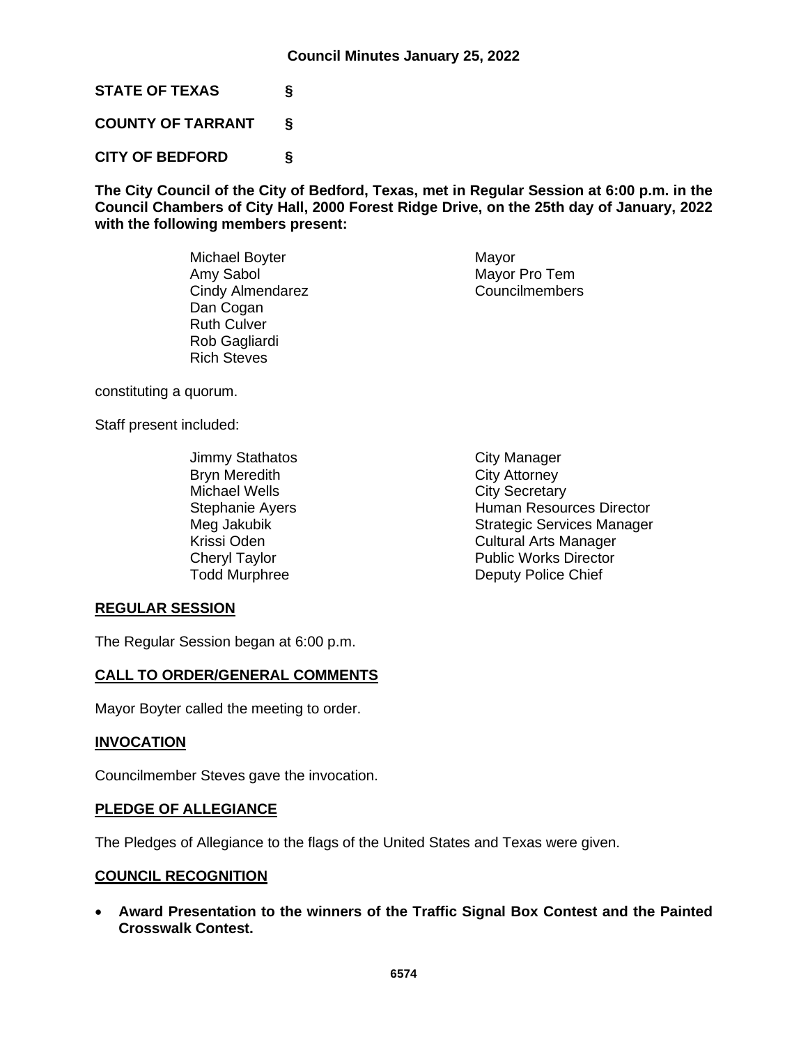# Council Minutes January 25, 2022

**STATE OF TEXAS §**

**COUNTY OF TARRANT §**

**CITY OF BEDFORD §**

**The City Council of the City of Bedford, Texas, met in Regular Session at 6:00 p.m. in the Council Chambers of City Hall, 2000 Forest Ridge Drive, on the 25th day of January, 2022 with the following members present:**

| | |
|---|---|
| Michael Boyter | Mayor |
| Amy Sabol | Mayor Pro Tem |
| Cindy Almendarez | Councilmembers |
| Dan Cogan | |
| Ruth Culver | |
| Rob Gagliardi | |
| Rich Steves | |

constituting a quorum.

Staff present included:

| | |
|---|---|
| Jimmy Stathatos | City Manager |
| Bryn Meredith | City Attorney |
| Michael Wells | City Secretary |
| Stephanie Ayers | Human Resources Director |
| Meg Jakubik | Strategic Services Manager |
| Krissi Oden | Cultural Arts Manager |
| Cheryl Taylor | Public Works Director |
| Todd Murphree | Deputy Police Chief |

## REGULAR SESSION

The Regular Session began at 6:00 p.m.

## CALL TO ORDER/GENERAL COMMENTS

Mayor Boyter called the meeting to order.

## INVOCATION

Councilmember Steves gave the invocation.

## PLEDGE OF ALLEGIANCE

The Pledges of Allegiance to the flags of the United States and Texas were given.

## COUNCIL RECOGNITION

- **Award Presentation to the winners of the Traffic Signal Box Contest and the Painted Crosswalk Contest.**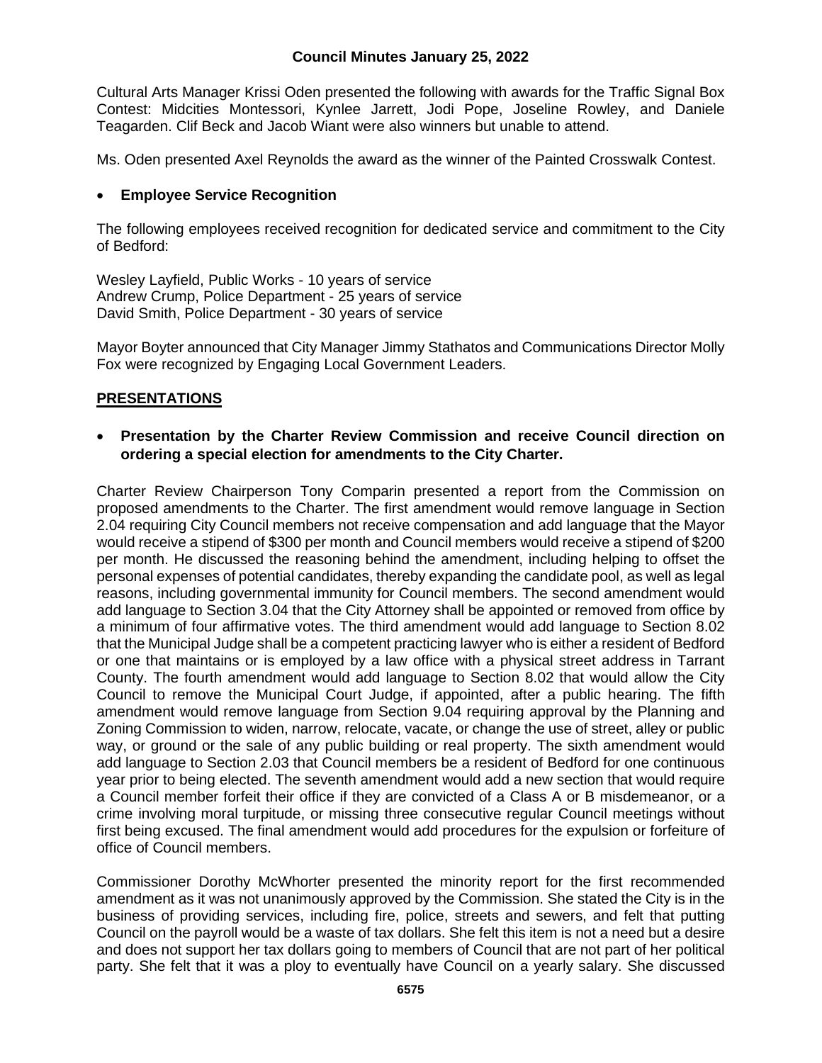Cultural Arts Manager Krissi Oden presented the following with awards for the Traffic Signal Box Contest: Midcities Montessori, Kynlee Jarrett, Jodi Pope, Joseline Rowley, and Daniele Teagarden. Clif Beck and Jacob Wiant were also winners but unable to attend.

Ms. Oden presented Axel Reynolds the award as the winner of the Painted Crosswalk Contest.

- **Employee Service Recognition**

The following employees received recognition for dedicated service and commitment to the City of Bedford:

Wesley Layfield, Public Works - 10 years of service
Andrew Crump, Police Department - 25 years of service
David Smith, Police Department - 30 years of service

Mayor Boyter announced that City Manager Jimmy Stathatos and Communications Director Molly Fox were recognized by Engaging Local Government Leaders.

## PRESENTATIONS

- **Presentation by the Charter Review Commission and receive Council direction on ordering a special election for amendments to the City Charter.**

Charter Review Chairperson Tony Comparin presented a report from the Commission on proposed amendments to the Charter. The first amendment would remove language in Section 2.04 requiring City Council members not receive compensation and add language that the Mayor would receive a stipend of $300 per month and Council members would receive a stipend of $200 per month. He discussed the reasoning behind the amendment, including helping to offset the personal expenses of potential candidates, thereby expanding the candidate pool, as well as legal reasons, including governmental immunity for Council members. The second amendment would add language to Section 3.04 that the City Attorney shall be appointed or removed from office by a minimum of four affirmative votes. The third amendment would add language to Section 8.02 that the Municipal Judge shall be a competent practicing lawyer who is either a resident of Bedford or one that maintains or is employed by a law office with a physical street address in Tarrant County. The fourth amendment would add language to Section 8.02 that would allow the City Council to remove the Municipal Court Judge, if appointed, after a public hearing. The fifth amendment would remove language from Section 9.04 requiring approval by the Planning and Zoning Commission to widen, narrow, relocate, vacate, or change the use of street, alley or public way, or ground or the sale of any public building or real property. The sixth amendment would add language to Section 2.03 that Council members be a resident of Bedford for one continuous year prior to being elected. The seventh amendment would add a new section that would require a Council member forfeit their office if they are convicted of a Class A or B misdemeanor, or a crime involving moral turpitude, or missing three consecutive regular Council meetings without first being excused. The final amendment would add procedures for the expulsion or forfeiture of office of Council members.

Commissioner Dorothy McWhorter presented the minority report for the first recommended amendment as it was not unanimously approved by the Commission. She stated the City is in the business of providing services, including fire, police, streets and sewers, and felt that putting Council on the payroll would be a waste of tax dollars. She felt this item is not a need but a desire and does not support her tax dollars going to members of Council that are not part of her political party. She felt that it was a ploy to eventually have Council on a yearly salary. She discussed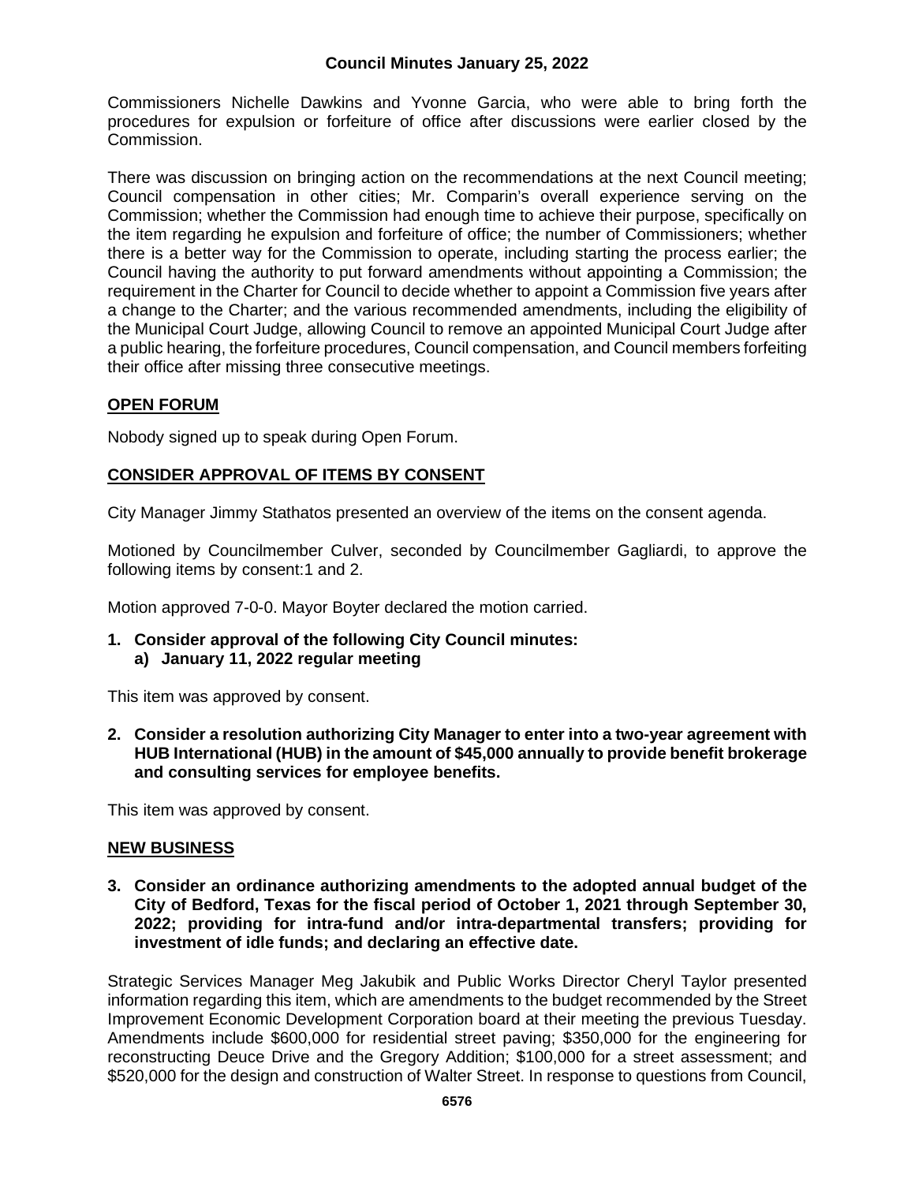Commissioners Nichelle Dawkins and Yvonne Garcia, who were able to bring forth the procedures for expulsion or forfeiture of office after discussions were earlier closed by the Commission.

There was discussion on bringing action on the recommendations at the next Council meeting; Council compensation in other cities; Mr. Comparin's overall experience serving on the Commission; whether the Commission had enough time to achieve their purpose, specifically on the item regarding he expulsion and forfeiture of office; the number of Commissioners; whether there is a better way for the Commission to operate, including starting the process earlier; the Council having the authority to put forward amendments without appointing a Commission; the requirement in the Charter for Council to decide whether to appoint a Commission five years after a change to the Charter; and the various recommended amendments, including the eligibility of the Municipal Court Judge, allowing Council to remove an appointed Municipal Court Judge after a public hearing, the forfeiture procedures, Council compensation, and Council members forfeiting their office after missing three consecutive meetings.

## OPEN FORUM

Nobody signed up to speak during Open Forum.

## CONSIDER APPROVAL OF ITEMS BY CONSENT

City Manager Jimmy Stathatos presented an overview of the items on the consent agenda.

Motioned by Councilmember Culver, seconded by Councilmember Gagliardi, to approve the following items by consent:1 and 2.

Motion approved 7-0-0. Mayor Boyter declared the motion carried.

**1. Consider approval of the following City Council minutes:**
   **a) January 11, 2022 regular meeting**

This item was approved by consent.

**2. Consider a resolution authorizing City Manager to enter into a two-year agreement with HUB International (HUB) in the amount of $45,000 annually to provide benefit brokerage and consulting services for employee benefits.**

This item was approved by consent.

## NEW BUSINESS

**3. Consider an ordinance authorizing amendments to the adopted annual budget of the City of Bedford, Texas for the fiscal period of October 1, 2021 through September 30, 2022; providing for intra-fund and/or intra-departmental transfers; providing for investment of idle funds; and declaring an effective date.**

Strategic Services Manager Meg Jakubik and Public Works Director Cheryl Taylor presented information regarding this item, which are amendments to the budget recommended by the Street Improvement Economic Development Corporation board at their meeting the previous Tuesday. Amendments include $600,000 for residential street paving; $350,000 for the engineering for reconstructing Deuce Drive and the Gregory Addition; $100,000 for a street assessment; and $520,000 for the design and construction of Walter Street. In response to questions from Council,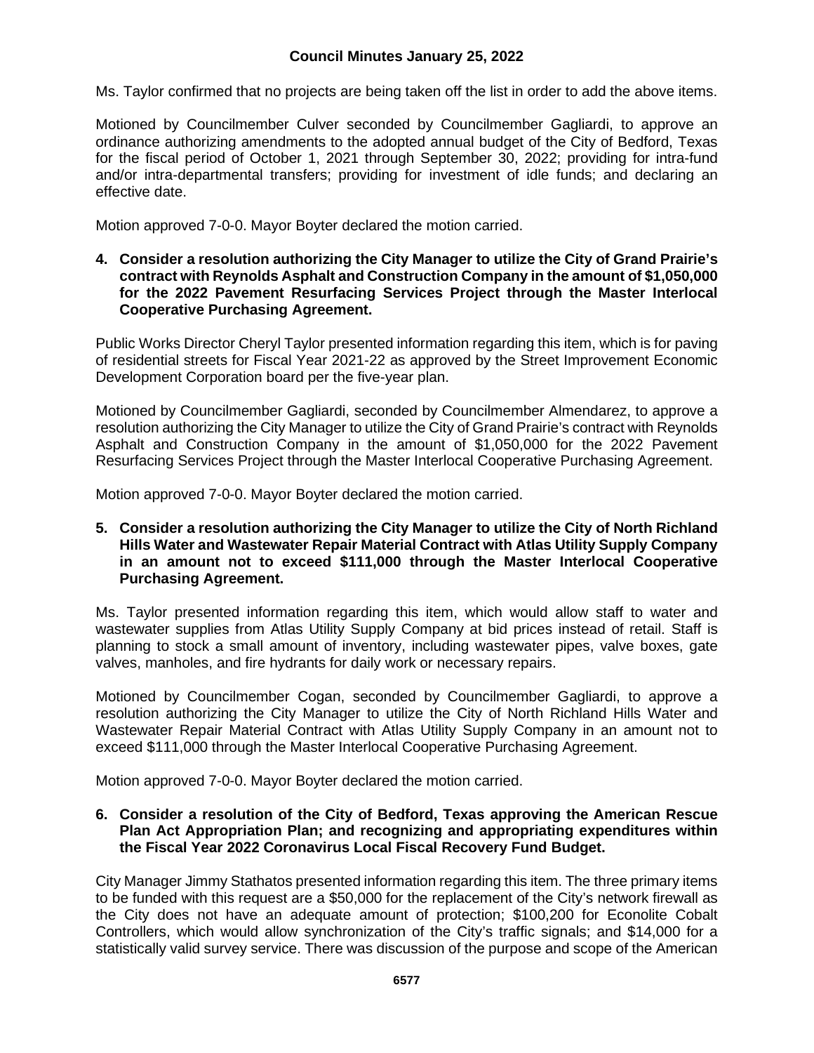Ms. Taylor confirmed that no projects are being taken off the list in order to add the above items.

Motioned by Councilmember Culver seconded by Councilmember Gagliardi, to approve an ordinance authorizing amendments to the adopted annual budget of the City of Bedford, Texas for the fiscal period of October 1, 2021 through September 30, 2022; providing for intra-fund and/or intra-departmental transfers; providing for investment of idle funds; and declaring an effective date.

Motion approved 7-0-0. Mayor Boyter declared the motion carried.

**4. Consider a resolution authorizing the City Manager to utilize the City of Grand Prairie's contract with Reynolds Asphalt and Construction Company in the amount of $1,050,000 for the 2022 Pavement Resurfacing Services Project through the Master Interlocal Cooperative Purchasing Agreement.**

Public Works Director Cheryl Taylor presented information regarding this item, which is for paving of residential streets for Fiscal Year 2021-22 as approved by the Street Improvement Economic Development Corporation board per the five-year plan.

Motioned by Councilmember Gagliardi, seconded by Councilmember Almendarez, to approve a resolution authorizing the City Manager to utilize the City of Grand Prairie's contract with Reynolds Asphalt and Construction Company in the amount of $1,050,000 for the 2022 Pavement Resurfacing Services Project through the Master Interlocal Cooperative Purchasing Agreement.

Motion approved 7-0-0. Mayor Boyter declared the motion carried.

**5. Consider a resolution authorizing the City Manager to utilize the City of North Richland Hills Water and Wastewater Repair Material Contract with Atlas Utility Supply Company in an amount not to exceed $111,000 through the Master Interlocal Cooperative Purchasing Agreement.**

Ms. Taylor presented information regarding this item, which would allow staff to water and wastewater supplies from Atlas Utility Supply Company at bid prices instead of retail. Staff is planning to stock a small amount of inventory, including wastewater pipes, valve boxes, gate valves, manholes, and fire hydrants for daily work or necessary repairs.

Motioned by Councilmember Cogan, seconded by Councilmember Gagliardi, to approve a resolution authorizing the City Manager to utilize the City of North Richland Hills Water and Wastewater Repair Material Contract with Atlas Utility Supply Company in an amount not to exceed $111,000 through the Master Interlocal Cooperative Purchasing Agreement.

Motion approved 7-0-0. Mayor Boyter declared the motion carried.

**6. Consider a resolution of the City of Bedford, Texas approving the American Rescue Plan Act Appropriation Plan; and recognizing and appropriating expenditures within the Fiscal Year 2022 Coronavirus Local Fiscal Recovery Fund Budget.**

City Manager Jimmy Stathatos presented information regarding this item. The three primary items to be funded with this request are a $50,000 for the replacement of the City's network firewall as the City does not have an adequate amount of protection; $100,200 for Econolite Cobalt Controllers, which would allow synchronization of the City's traffic signals; and $14,000 for a statistically valid survey service. There was discussion of the purpose and scope of the American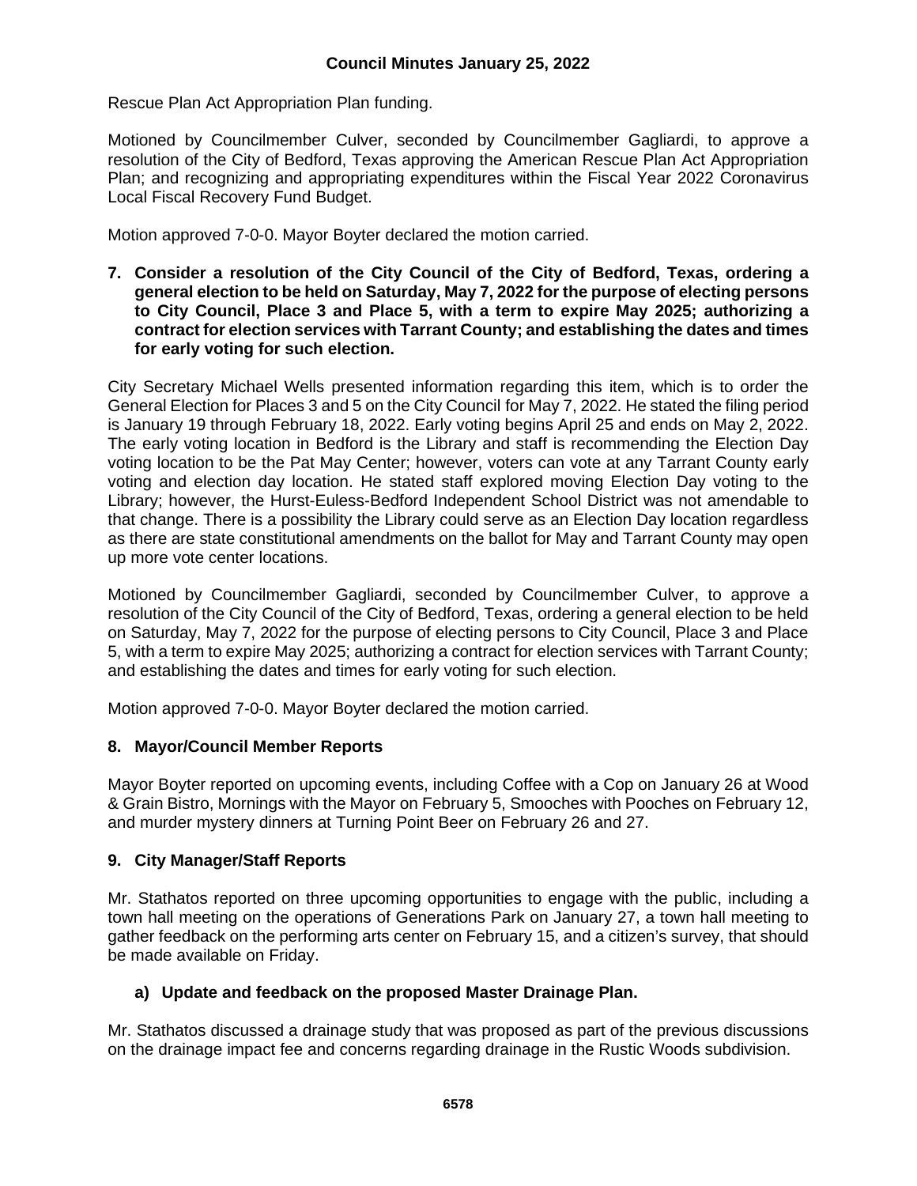Rescue Plan Act Appropriation Plan funding.

Motioned by Councilmember Culver, seconded by Councilmember Gagliardi, to approve a resolution of the City of Bedford, Texas approving the American Rescue Plan Act Appropriation Plan; and recognizing and appropriating expenditures within the Fiscal Year 2022 Coronavirus Local Fiscal Recovery Fund Budget.

Motion approved 7-0-0. Mayor Boyter declared the motion carried.

**7. Consider a resolution of the City Council of the City of Bedford, Texas, ordering a general election to be held on Saturday, May 7, 2022 for the purpose of electing persons to City Council, Place 3 and Place 5, with a term to expire May 2025; authorizing a contract for election services with Tarrant County; and establishing the dates and times for early voting for such election.**

City Secretary Michael Wells presented information regarding this item, which is to order the General Election for Places 3 and 5 on the City Council for May 7, 2022. He stated the filing period is January 19 through February 18, 2022. Early voting begins April 25 and ends on May 2, 2022. The early voting location in Bedford is the Library and staff is recommending the Election Day voting location to be the Pat May Center; however, voters can vote at any Tarrant County early voting and election day location. He stated staff explored moving Election Day voting to the Library; however, the Hurst-Euless-Bedford Independent School District was not amendable to that change. There is a possibility the Library could serve as an Election Day location regardless as there are state constitutional amendments on the ballot for May and Tarrant County may open up more vote center locations.

Motioned by Councilmember Gagliardi, seconded by Councilmember Culver, to approve a resolution of the City Council of the City of Bedford, Texas, ordering a general election to be held on Saturday, May 7, 2022 for the purpose of electing persons to City Council, Place 3 and Place 5, with a term to expire May 2025; authorizing a contract for election services with Tarrant County; and establishing the dates and times for early voting for such election.

Motion approved 7-0-0. Mayor Boyter declared the motion carried.

**8. Mayor/Council Member Reports**

Mayor Boyter reported on upcoming events, including Coffee with a Cop on January 26 at Wood & Grain Bistro, Mornings with the Mayor on February 5, Smooches with Pooches on February 12, and murder mystery dinners at Turning Point Beer on February 26 and 27.

**9. City Manager/Staff Reports**

Mr. Stathatos reported on three upcoming opportunities to engage with the public, including a town hall meeting on the operations of Generations Park on January 27, a town hall meeting to gather feedback on the performing arts center on February 15, and a citizen's survey, that should be made available on Friday.

**a) Update and feedback on the proposed Master Drainage Plan.**

Mr. Stathatos discussed a drainage study that was proposed as part of the previous discussions on the drainage impact fee and concerns regarding drainage in the Rustic Woods subdivision.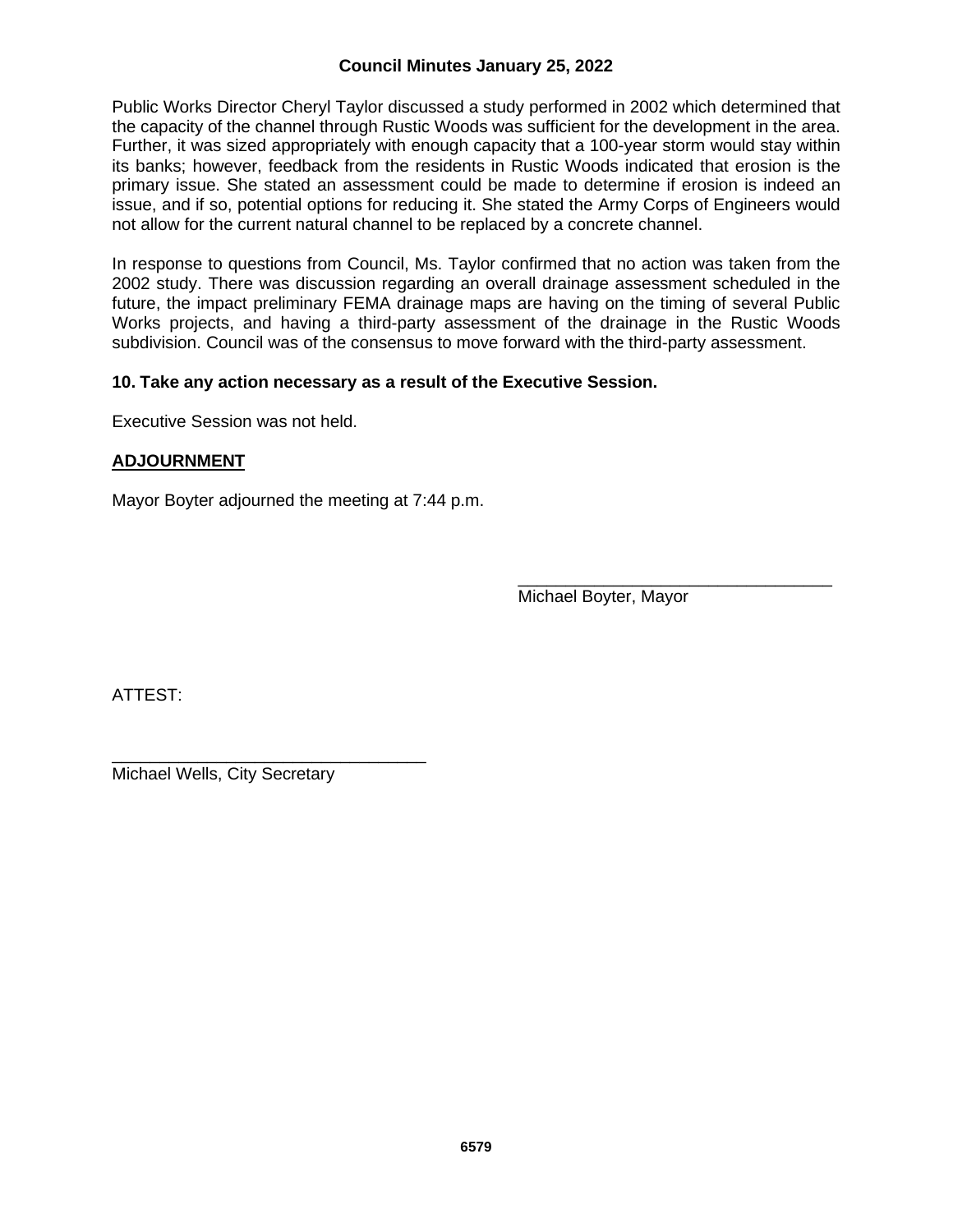Public Works Director Cheryl Taylor discussed a study performed in 2002 which determined that the capacity of the channel through Rustic Woods was sufficient for the development in the area. Further, it was sized appropriately with enough capacity that a 100-year storm would stay within its banks; however, feedback from the residents in Rustic Woods indicated that erosion is the primary issue. She stated an assessment could be made to determine if erosion is indeed an issue, and if so, potential options for reducing it. She stated the Army Corps of Engineers would not allow for the current natural channel to be replaced by a concrete channel.

In response to questions from Council, Ms. Taylor confirmed that no action was taken from the 2002 study. There was discussion regarding an overall drainage assessment scheduled in the future, the impact preliminary FEMA drainage maps are having on the timing of several Public Works projects, and having a third-party assessment of the drainage in the Rustic Woods subdivision. Council was of the consensus to move forward with the third-party assessment.

**10. Take any action necessary as a result of the Executive Session.**

Executive Session was not held.

**ADJOURNMENT**

Mayor Boyter adjourned the meeting at 7:44 p.m.

\_\_\_\_\_\_\_\_\_\_\_\_\_\_\_\_\_\_\_\_\_\_\_\_\_\_\_\_\_\_\_\_\_\_
Michael Boyter, Mayor

ATTEST:

\_\_\_\_\_\_\_\_\_\_\_\_\_\_\_\_\_\_\_\_\_\_\_\_\_\_\_\_\_\_\_\_\_\_
Michael Wells, City Secretary